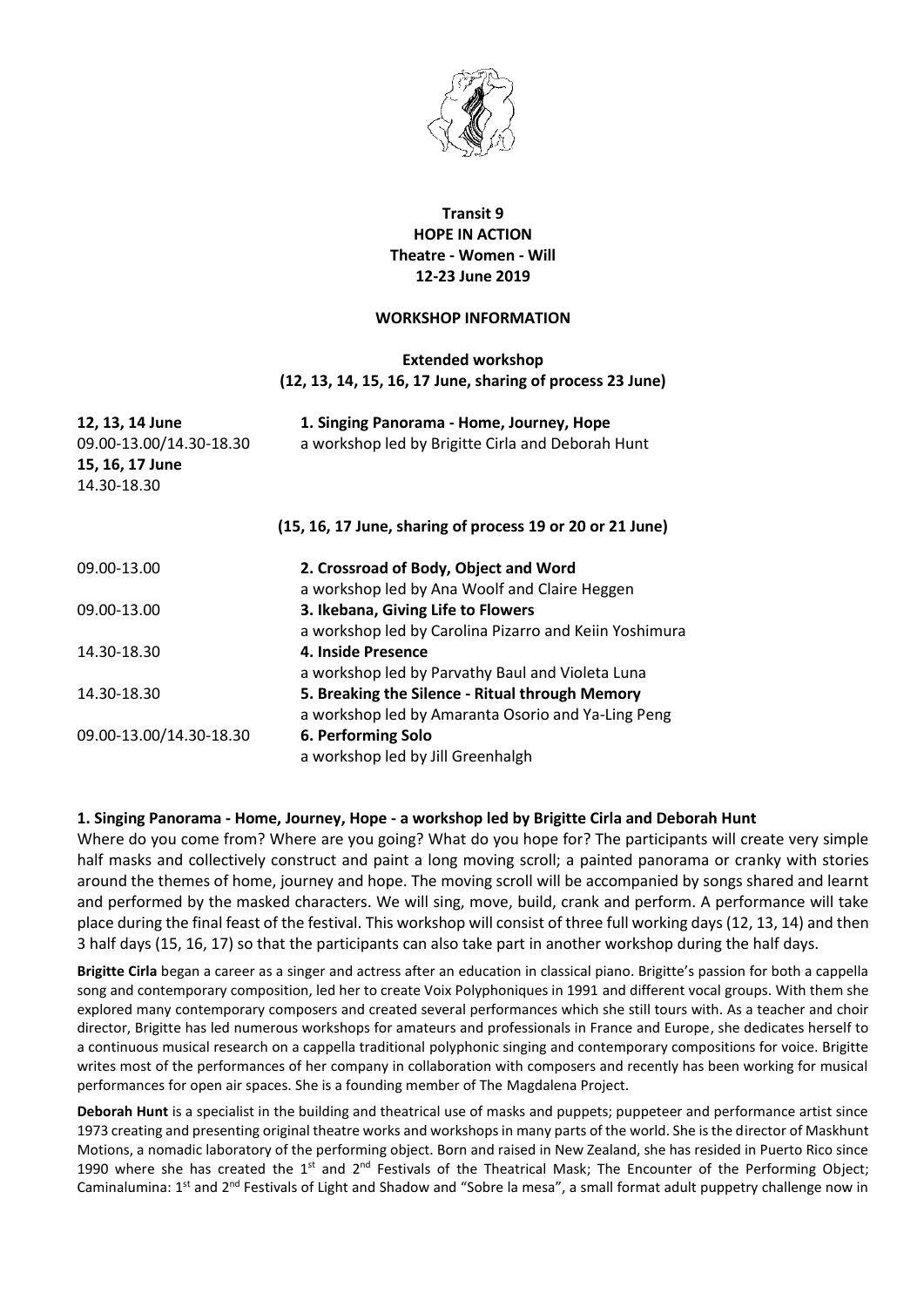**Transit 9**
**HOPE IN ACTION**
**Theatre - Women - Will**
**12-23 June 2019**

**WORKSHOP INFORMATION**

**Extended workshop**
**(12, 13, 14, 15, 16, 17 June, sharing of process 23 June)**

| | |
|---|---|
| **12, 13, 14 June** 09.00-13.00/14.30-18.30 **15, 16, 17 June** 14.30-18.30 | **1. Singing Panorama - Home, Journey, Hope** a workshop led by Brigitte Cirla and Deborah Hunt |

**(15, 16, 17 June, sharing of process 19 or 20 or 21 June)**

| | |
|---|---|
| 09.00-13.00 | **2. Crossroad of Body, Object and Word** a workshop led by Ana Woolf and Claire Heggen |
| 09.00-13.00 | **3. Ikebana, Giving Life to Flowers** a workshop led by Carolina Pizarro and Keiin Yoshimura |
| 14.30-18.30 | **4. Inside Presence** a workshop led by Parvathy Baul and Violeta Luna |
| 14.30-18.30 | **5. Breaking the Silence - Ritual through Memory** a workshop led by Amaranta Osorio and Ya-Ling Peng |
| 09.00-13.00/14.30-18.30 | **6. Performing Solo** a workshop led by Jill Greenhalgh |

### 1. Singing Panorama - Home, Journey, Hope - a workshop led by Brigitte Cirla and Deborah Hunt

Where do you come from? Where are you going? What do you hope for? The participants will create very simple half masks and collectively construct and paint a long moving scroll; a painted panorama or cranky with stories around the themes of home, journey and hope. The moving scroll will be accompanied by songs shared and learnt and performed by the masked characters. We will sing, move, build, crank and perform. A performance will take place during the final feast of the festival. This workshop will consist of three full working days (12, 13, 14) and then 3 half days (15, 16, 17) so that the participants can also take part in another workshop during the half days.

**Brigitte Cirla** began a career as a singer and actress after an education in classical piano. Brigitte's passion for both a cappella song and contemporary composition, led her to create Voix Polyphoniques in 1991 and different vocal groups. With them she explored many contemporary composers and created several performances which she still tours with. As a teacher and choir director, Brigitte has led numerous workshops for amateurs and professionals in France and Europe, she dedicates herself to a continuous musical research on a cappella traditional polyphonic singing and contemporary compositions for voice. Brigitte writes most of the performances of her company in collaboration with composers and recently has been working for musical performances for open air spaces. She is a founding member of The Magdalena Project.

**Deborah Hunt** is a specialist in the building and theatrical use of masks and puppets; puppeteer and performance artist since 1973 creating and presenting original theatre works and workshops in many parts of the world. She is the director of Maskhunt Motions, a nomadic laboratory of the performing object. Born and raised in New Zealand, she has resided in Puerto Rico since 1990 where she has created the 1st and 2nd Festivals of the Theatrical Mask; The Encounter of the Performing Object; Caminalumina: 1st and 2nd Festivals of Light and Shadow and "Sobre la mesa", a small format adult puppetry challenge now in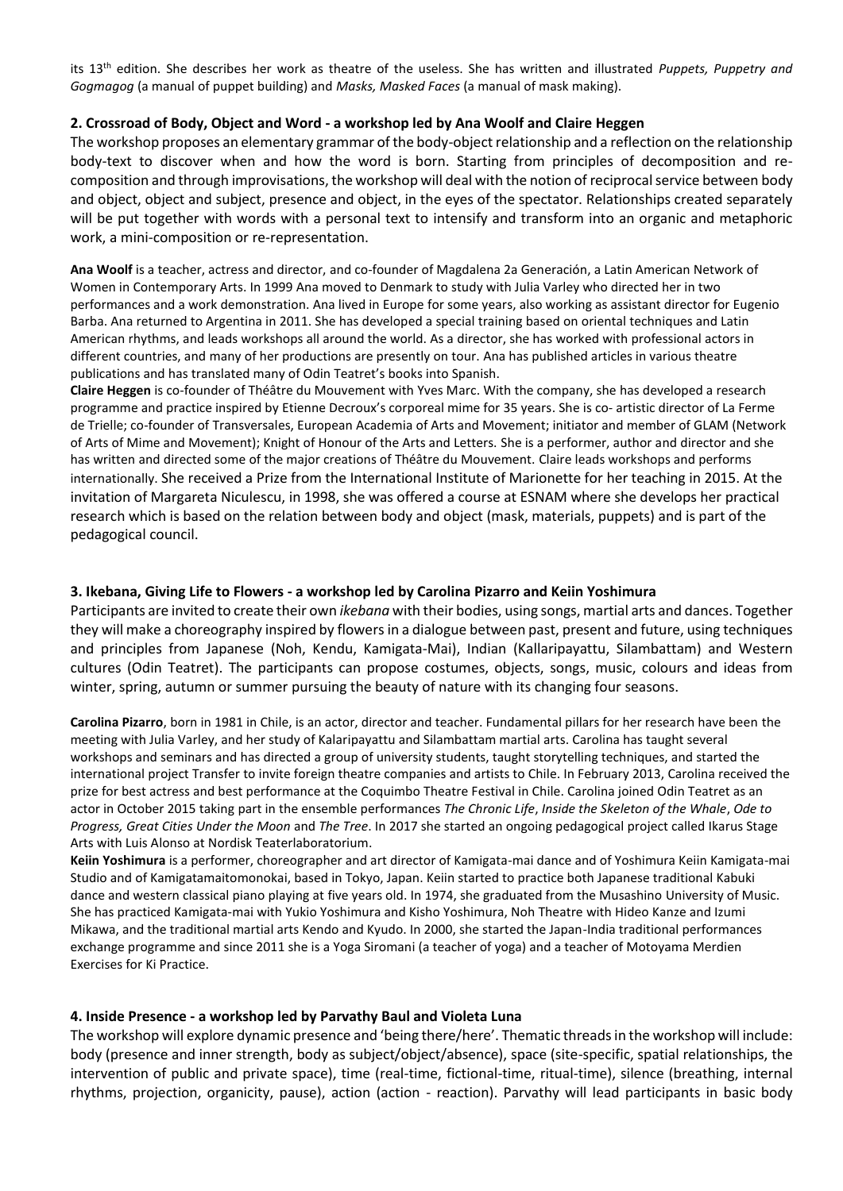its 13th edition. She describes her work as theatre of the useless. She has written and illustrated *Puppets, Puppetry and Gogmagog* (a manual of puppet building) and *Masks, Masked Faces* (a manual of mask making).

### 2. Crossroad of Body, Object and Word - a workshop led by Ana Woolf and Claire Heggen

The workshop proposes an elementary grammar of the body-object relationship and a reflection on the relationship body-text to discover when and how the word is born. Starting from principles of decomposition and re-composition and through improvisations, the workshop will deal with the notion of reciprocal service between body and object, object and subject, presence and object, in the eyes of the spectator. Relationships created separately will be put together with words with a personal text to intensify and transform into an organic and metaphoric work, a mini-composition or re-representation.

**Ana Woolf** is a teacher, actress and director, and co-founder of Magdalena 2a Generación, a Latin American Network of Women in Contemporary Arts. In 1999 Ana moved to Denmark to study with Julia Varley who directed her in two performances and a work demonstration. Ana lived in Europe for some years, also working as assistant director for Eugenio Barba. Ana returned to Argentina in 2011. She has developed a special training based on oriental techniques and Latin American rhythms, and leads workshops all around the world. As a director, she has worked with professional actors in different countries, and many of her productions are presently on tour. Ana has published articles in various theatre publications and has translated many of Odin Teatret's books into Spanish.

**Claire Heggen** is co-founder of Théâtre du Mouvement with Yves Marc. With the company, she has developed a research programme and practice inspired by Etienne Decroux's corporeal mime for 35 years. She is co- artistic director of La Ferme de Trielle; co-founder of Transversales, European Academia of Arts and Movement; initiator and member of GLAM (Network of Arts of Mime and Movement); Knight of Honour of the Arts and Letters. She is a performer, author and director and she has written and directed some of the major creations of Théâtre du Mouvement. Claire leads workshops and performs internationally. She received a Prize from the International Institute of Marionette for her teaching in 2015. At the invitation of Margareta Niculescu, in 1998, she was offered a course at ESNAM where she develops her practical research which is based on the relation between body and object (mask, materials, puppets) and is part of the pedagogical council.

### 3. Ikebana, Giving Life to Flowers - a workshop led by Carolina Pizarro and Keiin Yoshimura

Participants are invited to create their own *ikebana* with their bodies, using songs, martial arts and dances. Together they will make a choreography inspired by flowers in a dialogue between past, present and future, using techniques and principles from Japanese (Noh, Kendu, Kamigata-Mai), Indian (Kallaripayattu, Silambattam) and Western cultures (Odin Teatret). The participants can propose costumes, objects, songs, music, colours and ideas from winter, spring, autumn or summer pursuing the beauty of nature with its changing four seasons.

**Carolina Pizarro**, born in 1981 in Chile, is an actor, director and teacher. Fundamental pillars for her research have been the meeting with Julia Varley, and her study of Kalaripayattu and Silambattam martial arts. Carolina has taught several workshops and seminars and has directed a group of university students, taught storytelling techniques, and started the international project Transfer to invite foreign theatre companies and artists to Chile. In February 2013, Carolina received the prize for best actress and best performance at the Coquimbo Theatre Festival in Chile. Carolina joined Odin Teatret as an actor in October 2015 taking part in the ensemble performances *The Chronic Life*, *Inside the Skeleton of the Whale*, *Ode to Progress, Great Cities Under the Moon* and *The Tree*. In 2017 she started an ongoing pedagogical project called Ikarus Stage Arts with Luis Alonso at Nordisk Teaterlaboratorium.

**Keiin Yoshimura** is a performer, choreographer and art director of Kamigata-mai dance and of Yoshimura Keiin Kamigata-mai Studio and of Kamigatamaitomonokai, based in Tokyo, Japan. Keiin started to practice both Japanese traditional Kabuki dance and western classical piano playing at five years old. In 1974, she graduated from the Musashino University of Music. She has practiced Kamigata-mai with Yukio Yoshimura and Kisho Yoshimura, Noh Theatre with Hideo Kanze and Izumi Mikawa, and the traditional martial arts Kendo and Kyudo. In 2000, she started the Japan-India traditional performances exchange programme and since 2011 she is a Yoga Siromani (a teacher of yoga) and a teacher of Motoyama Merdien Exercises for Ki Practice.

### 4. Inside Presence - a workshop led by Parvathy Baul and Violeta Luna

The workshop will explore dynamic presence and 'being there/here'. Thematic threads in the workshop will include: body (presence and inner strength, body as subject/object/absence), space (site-specific, spatial relationships, the intervention of public and private space), time (real-time, fictional-time, ritual-time), silence (breathing, internal rhythms, projection, organicity, pause), action (action - reaction). Parvathy will lead participants in basic body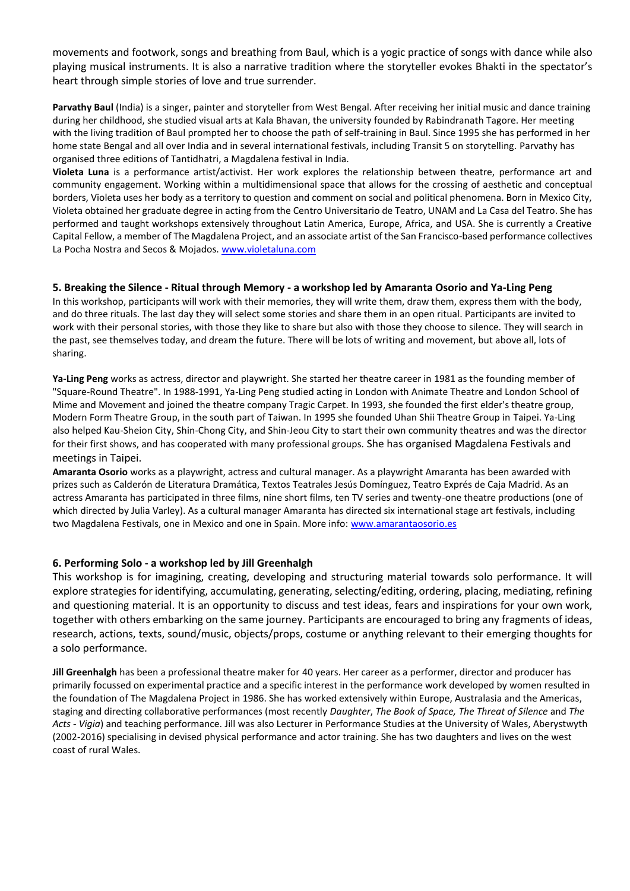movements and footwork, songs and breathing from Baul, which is a yogic practice of songs with dance while also playing musical instruments. It is also a narrative tradition where the storyteller evokes Bhakti in the spectator's heart through simple stories of love and true surrender.

**Parvathy Baul** (India) is a singer, painter and storyteller from West Bengal. After receiving her initial music and dance training during her childhood, she studied visual arts at Kala Bhavan, the university founded by Rabindranath Tagore. Her meeting with the living tradition of Baul prompted her to choose the path of self-training in Baul. Since 1995 she has performed in her home state Bengal and all over India and in several international festivals, including Transit 5 on storytelling. Parvathy has organised three editions of Tantidhatri, a Magdalena festival in India.

**Violeta Luna** is a performance artist/activist. Her work explores the relationship between theatre, performance art and community engagement. Working within a multidimensional space that allows for the crossing of aesthetic and conceptual borders, Violeta uses her body as a territory to question and comment on social and political phenomena. Born in Mexico City, Violeta obtained her graduate degree in acting from the Centro Universitario de Teatro, UNAM and La Casa del Teatro. She has performed and taught workshops extensively throughout Latin America, Europe, Africa, and USA. She is currently a Creative Capital Fellow, a member of The Magdalena Project, and an associate artist of the San Francisco-based performance collectives La Pocha Nostra and Secos & Mojados. [www.violetaluna.com](http://www.violetaluna.com)

### 5. Breaking the Silence - Ritual through Memory - a workshop led by Amaranta Osorio and Ya-Ling Peng

In this workshop, participants will work with their memories, they will write them, draw them, express them with the body, and do three rituals. The last day they will select some stories and share them in an open ritual. Participants are invited to work with their personal stories, with those they like to share but also with those they choose to silence. They will search in the past, see themselves today, and dream the future. There will be lots of writing and movement, but above all, lots of sharing.

**Ya-Ling Peng** works as actress, director and playwright. She started her theatre career in 1981 as the founding member of "Square-Round Theatre". In 1988-1991, Ya-Ling Peng studied acting in London with Animate Theatre and London School of Mime and Movement and joined the theatre company Tragic Carpet. In 1993, she founded the first elder's theatre group, Modern Form Theatre Group, in the south part of Taiwan. In 1995 she founded Uhan Shii Theatre Group in Taipei. Ya-Ling also helped Kau-Sheion City, Shin-Chong City, and Shin-Jeou City to start their own community theatres and was the director for their first shows, and has cooperated with many professional groups. She has organised Magdalena Festivals and meetings in Taipei.

**Amaranta Osorio** works as a playwright, actress and cultural manager. As a playwright Amaranta has been awarded with prizes such as Calderón de Literatura Dramática, Textos Teatrales Jesús Domínguez, Teatro Exprés de Caja Madrid. As an actress Amaranta has participated in three films, nine short films, ten TV series and twenty-one theatre productions (one of which directed by Julia Varley). As a cultural manager Amaranta has directed six international stage art festivals, including two Magdalena Festivals, one in Mexico and one in Spain. More info: [www.amarantaosorio.es](http://www.amarantaosorio.es)

### 6. Performing Solo - a workshop led by Jill Greenhalgh

This workshop is for imagining, creating, developing and structuring material towards solo performance. It will explore strategies for identifying, accumulating, generating, selecting/editing, ordering, placing, mediating, refining and questioning material. It is an opportunity to discuss and test ideas, fears and inspirations for your own work, together with others embarking on the same journey. Participants are encouraged to bring any fragments of ideas, research, actions, texts, sound/music, objects/props, costume or anything relevant to their emerging thoughts for a solo performance.

**Jill Greenhalgh** has been a professional theatre maker for 40 years. Her career as a performer, director and producer has primarily focussed on experimental practice and a specific interest in the performance work developed by women resulted in the foundation of The Magdalena Project in 1986. She has worked extensively within Europe, Australasia and the Americas, staging and directing collaborative performances (most recently *Daughter*, *The Book of Space, The Threat of Silence* and *The Acts - Vigia*) and teaching performance. Jill was also Lecturer in Performance Studies at the University of Wales, Aberystwyth (2002-2016) specialising in devised physical performance and actor training. She has two daughters and lives on the west coast of rural Wales.